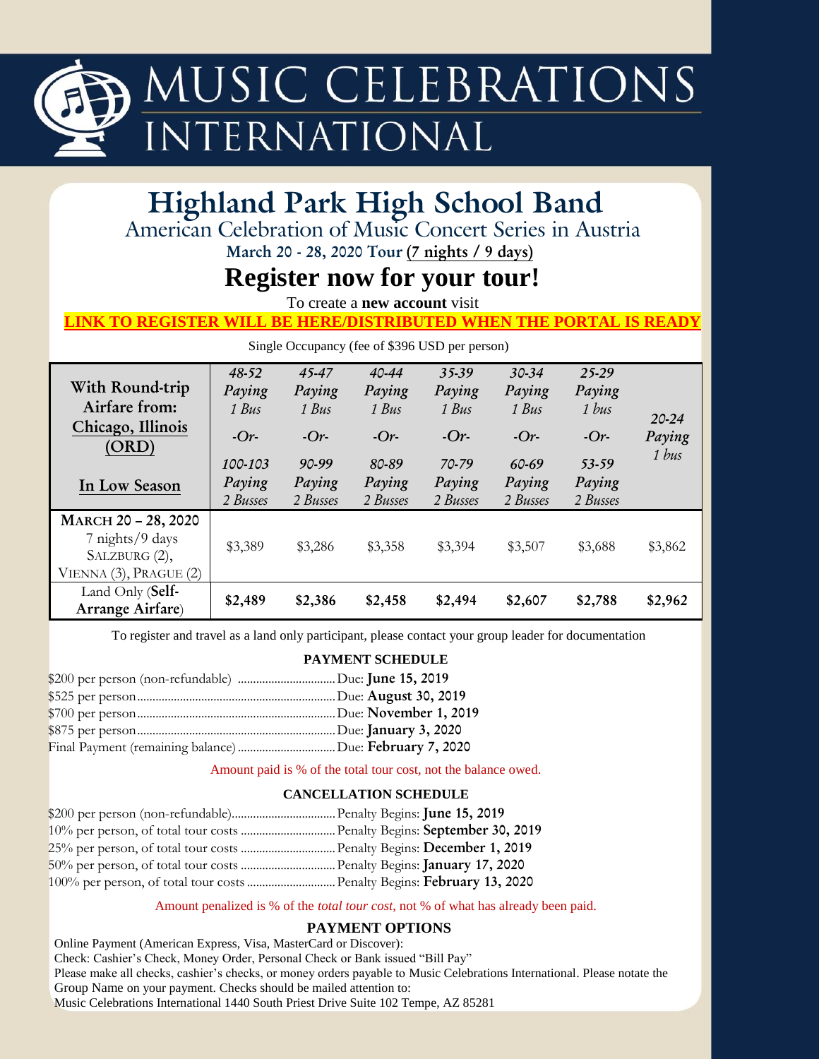# MUSIC CELEBRATIONS INTERNATIONAL

# Highland Park High School Band

## American Celebration of Music Concert Series in Austria

**March 20 - 28, 2020 Tour (7 nights / 9 days)**

# Register now for your tour!

To create a **new account** visit

**LINK TO REGISTER WILL BE HERE/DISTRIBUTED WHEN THE PORTAL IS READY**

Single Occupancy (fee of $396 USD per person)

| With Round-trip Airfare from: Chicago, Illinois (ORD) / In Low Season | *48-52 Paying 1 Bus -Or- 100-103 Paying 2 Busses* | *45-47 Paying 1 Bus -Or- 90-99 Paying 2 Busses* | *40-44 Paying 1 Bus -Or- 80-89 Paying 2 Busses* | *35-39 Paying 1 Bus -Or- 70-79 Paying 2 Busses* | *30-34 Paying 1 Bus -Or- 60-69 Paying 2 Busses* | *25-29 Paying 1 bus -Or- 53-59 Paying 2 Busses* | *20-24 Paying 1 bus* |
|---|---|---|---|---|---|---|---|
| MARCH 20 – 28, 2020 7 nights/9 days SALZBURG (2), VIENNA (3), PRAGUE (2) | $3,389 | $3,286 | $3,358 | $3,394 | $3,507 | $3,688 | $3,862 |
| Land Only (**Self-Arrange Airfare**) | **$2,489** | **$2,386** | **$2,458** | **$2,494** | **$2,607** | **$2,788** | **$2,962** |

To register and travel as a land only participant, please contact your group leader for documentation

### PAYMENT SCHEDULE

- $200 per person (non-refundable) ................................ Due: **June 15, 2019**
- $525 per person ................................ Due: **August 30, 2019**
- $700 per person ................................ Due: **November 1, 2019**
- $875 per person ................................ Due: **January 3, 2020**
- Final Payment (remaining balance) ................................ Due: **February 7, 2020**

Amount paid is % of the total tour cost, not the balance owed.

### CANCELLATION SCHEDULE

- $200 per person (non-refundable) ................................ Penalty Begins: **June 15, 2019**
- 10% per person, of total tour costs ................................ Penalty Begins: **September 30, 2019**
- 25% per person, of total tour costs ................................ Penalty Begins: **December 1, 2019**
- 50% per person, of total tour costs ................................ Penalty Begins: **January 17, 2020**
- 100% per person, of total tour costs ................................ Penalty Begins: **February 13, 2020**

Amount penalized is % of the *total tour cost*, not % of what has already been paid.

### PAYMENT OPTIONS

Online Payment (American Express, Visa, MasterCard or Discover):
Check: Cashier's Check, Money Order, Personal Check or Bank issued "Bill Pay"
Please make all checks, cashier's checks, or money orders payable to Music Celebrations International. Please notate the Group Name on your payment. Checks should be mailed attention to:
Music Celebrations International 1440 South Priest Drive Suite 102 Tempe, AZ 85281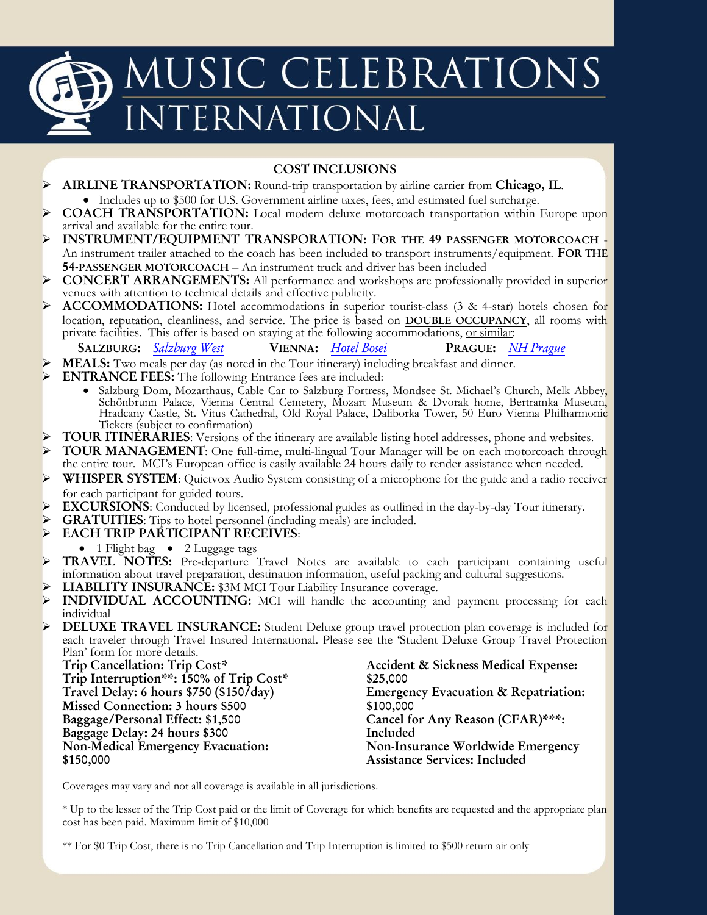# MUSIC CELEBRATIONS INTERNATIONAL

## COST INCLUSIONS

- **AIRLINE TRANSPORTATION:** Round-trip transportation by airline carrier from **Chicago, IL**.
  - Includes up to $500 for U.S. Government airline taxes, fees, and estimated fuel surcharge.
- **COACH TRANSPORTATION:** Local modern deluxe motorcoach transportation within Europe upon arrival and available for the entire tour.
- **INSTRUMENT/EQUIPMENT TRANSPORATION: FOR THE 49 PASSENGER MOTORCOACH** - An instrument trailer attached to the coach has been included to transport instruments/equipment. **FOR THE 54-PASSENGER MOTORCOACH** – An instrument truck and driver has been included
- **CONCERT ARRANGEMENTS:** All performance and workshops are professionally provided in superior venues with attention to technical details and effective publicity.
- **ACCOMMODATIONS:** Hotel accommodations in superior tourist-class (3 & 4-star) hotels chosen for location, reputation, cleanliness, and service. The price is based on **DOUBLE OCCUPANCY**, all rooms with private facilities. This offer is based on staying at the following accommodations, or similar:

  **SALZBURG:** *Salzburg West* **VIENNA:** *Hotel Bosei* **PRAGUE:** *NH Prague*
- **MEALS:** Two meals per day (as noted in the Tour itinerary) including breakfast and dinner.
- **ENTRANCE FEES:** The following Entrance fees are included:
  - Salzburg Dom, Mozarthaus, Cable Car to Salzburg Fortress, Mondsee St. Michael's Church, Melk Abbey, Schönbrunn Palace, Vienna Central Cemetery, Mozart Museum & Dvorak home, Bertramka Museum, Hradcany Castle, St. Vitus Cathedral, Old Royal Palace, Daliborka Tower, 50 Euro Vienna Philharmonic Tickets (subject to confirmation)
- **TOUR ITINERARIES**: Versions of the itinerary are available listing hotel addresses, phone and websites.
- **TOUR MANAGEMENT**: One full-time, multi-lingual Tour Manager will be on each motorcoach through the entire tour. MCI's European office is easily available 24 hours daily to render assistance when needed.
- **WHISPER SYSTEM**: Quietvox Audio System consisting of a microphone for the guide and a radio receiver for each participant for guided tours.
- **EXCURSIONS**: Conducted by licensed, professional guides as outlined in the day-by-day Tour itinerary.
- **GRATUITIES**: Tips to hotel personnel (including meals) are included.
- **EACH TRIP PARTICIPANT RECEIVES**:
  - 1 Flight bag
  - 2 Luggage tags
- **TRAVEL NOTES:** Pre-departure Travel Notes are available to each participant containing useful information about travel preparation, destination information, useful packing and cultural suggestions.
- **LIABILITY INSURANCE:** $3M MCI Tour Liability Insurance coverage.
- **INDIVIDUAL ACCOUNTING:** MCI will handle the accounting and payment processing for each individual
- **DELUXE TRAVEL INSURANCE:** Student Deluxe group travel protection plan coverage is included for each traveler through Travel Insured International. Please see the 'Student Deluxe Group Travel Protection Plan' form for more details.

**Trip Cancellation: Trip Cost***
**Trip Interruption**: 150% of Trip Cost***
**Travel Delay: 6 hours $750 ($150/day)**
**Missed Connection: 3 hours $500**
**Baggage/Personal Effect: $1,500**
**Baggage Delay: 24 hours $300**
**Non-Medical Emergency Evacuation: $150,000**

**Accident & Sickness Medical Expense: $25,000**
**Emergency Evacuation & Repatriation: $100,000**
**Cancel for Any Reason (CFAR)***: Included**
**Non-Insurance Worldwide Emergency Assistance Services: Included**

Coverages may vary and not all coverage is available in all jurisdictions.

* Up to the lesser of the Trip Cost paid or the limit of Coverage for which benefits are requested and the appropriate plan cost has been paid. Maximum limit of $10,000

** For $0 Trip Cost, there is no Trip Cancellation and Trip Interruption is limited to $500 return air only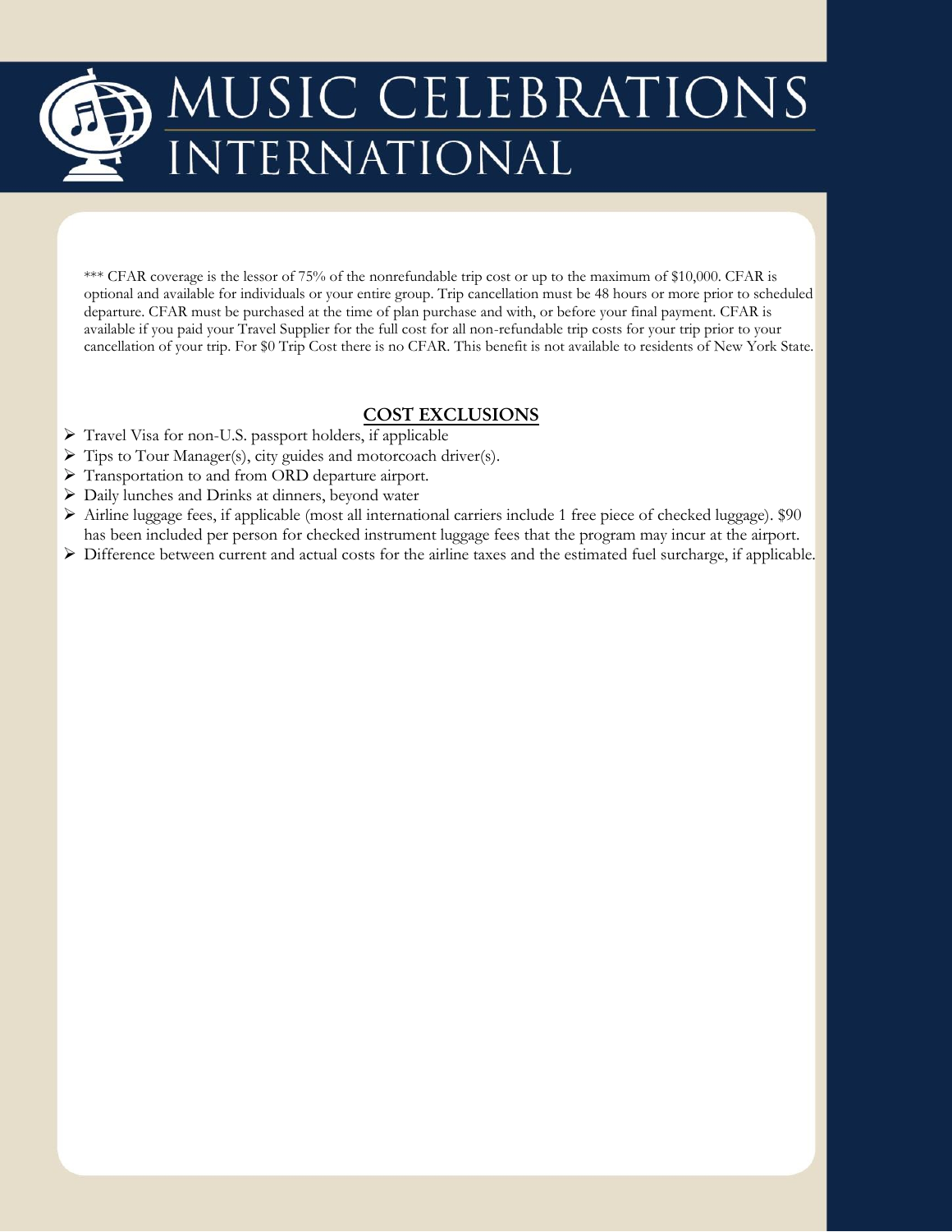*** CFAR coverage is the lessor of 75% of the nonrefundable trip cost or up to the maximum of $10,000. CFAR is optional and available for individuals or your entire group. Trip cancellation must be 48 hours or more prior to scheduled departure. CFAR must be purchased at the time of plan purchase and with, or before your final payment. CFAR is available if you paid your Travel Supplier for the full cost for all non-refundable trip costs for your trip prior to your cancellation of your trip. For $0 Trip Cost there is no CFAR. This benefit is not available to residents of New York State.

## COST EXCLUSIONS

- Travel Visa for non-U.S. passport holders, if applicable
- Tips to Tour Manager(s), city guides and motorcoach driver(s).
- Transportation to and from ORD departure airport.
- Daily lunches and Drinks at dinners, beyond water
- Airline luggage fees, if applicable (most all international carriers include 1 free piece of checked luggage). $90 has been included per person for checked instrument luggage fees that the program may incur at the airport.
- Difference between current and actual costs for the airline taxes and the estimated fuel surcharge, if applicable.